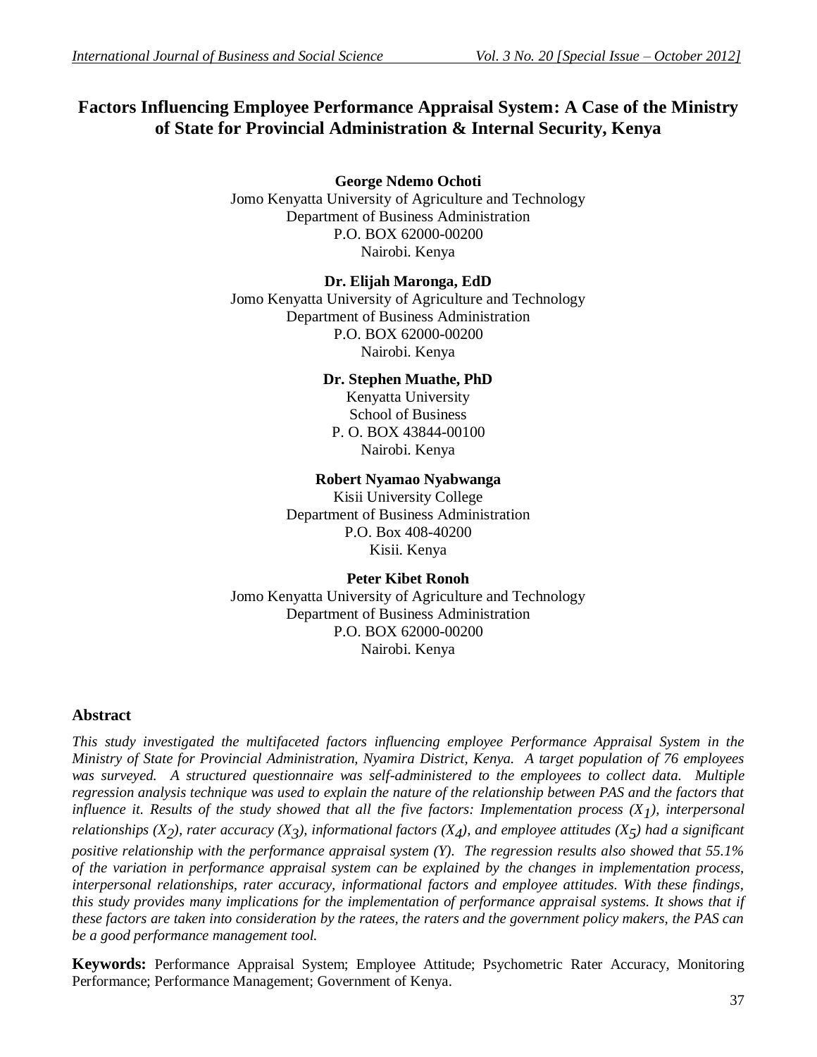# Factors Influencing Employee Performance Appraisal System: A Case of the Ministry of State for Provincial Administration & Internal Security, Kenya

**George Ndemo Ochoti**
Jomo Kenyatta University of Agriculture and Technology
Department of Business Administration
P.O. BOX 62000-00200
Nairobi. Kenya

**Dr. Elijah Maronga, EdD**
Jomo Kenyatta University of Agriculture and Technology
Department of Business Administration
P.O. BOX 62000-00200
Nairobi. Kenya

**Dr. Stephen Muathe, PhD**
Kenyatta University
School of Business
P. O. BOX 43844-00100
Nairobi. Kenya

**Robert Nyamao Nyabwanga**
Kisii University College
Department of Business Administration
P.O. Box 408-40200
Kisii. Kenya

**Peter Kibet Ronoh**
Jomo Kenyatta University of Agriculture and Technology
Department of Business Administration
P.O. BOX 62000-00200
Nairobi. Kenya

## Abstract

*This study investigated the multifaceted factors influencing employee Performance Appraisal System in the Ministry of State for Provincial Administration, Nyamira District, Kenya. A target population of 76 employees was surveyed. A structured questionnaire was self-administered to the employees to collect data. Multiple regression analysis technique was used to explain the nature of the relationship between PAS and the factors that influence it. Results of the study showed that all the five factors: Implementation process ($X_1$), interpersonal relationships ($X_2$), rater accuracy ($X_3$), informational factors ($X_4$), and employee attitudes ($X_5$) had a significant positive relationship with the performance appraisal system (Y). The regression results also showed that 55.1% of the variation in performance appraisal system can be explained by the changes in implementation process, interpersonal relationships, rater accuracy, informational factors and employee attitudes. With these findings, this study provides many implications for the implementation of performance appraisal systems. It shows that if these factors are taken into consideration by the ratees, the raters and the government policy makers, the PAS can be a good performance management tool.*

**Keywords:** Performance Appraisal System; Employee Attitude; Psychometric Rater Accuracy, Monitoring Performance; Performance Management; Government of Kenya.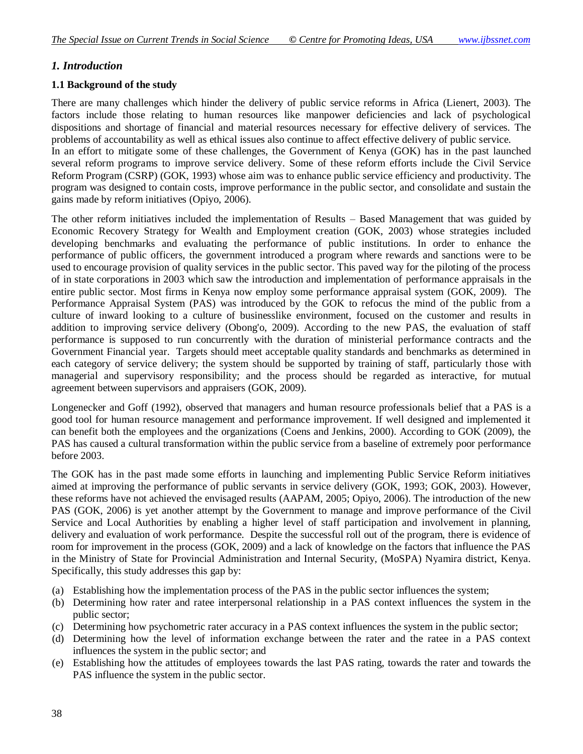## *1. Introduction*

### 1.1 Background of the study

There are many challenges which hinder the delivery of public service reforms in Africa (Lienert, 2003). The factors include those relating to human resources like manpower deficiencies and lack of psychological dispositions and shortage of financial and material resources necessary for effective delivery of services. The problems of accountability as well as ethical issues also continue to affect effective delivery of public service.

In an effort to mitigate some of these challenges, the Government of Kenya (GOK) has in the past launched several reform programs to improve service delivery. Some of these reform efforts include the Civil Service Reform Program (CSRP) (GOK, 1993) whose aim was to enhance public service efficiency and productivity. The program was designed to contain costs, improve performance in the public sector, and consolidate and sustain the gains made by reform initiatives (Opiyo, 2006).

The other reform initiatives included the implementation of Results – Based Management that was guided by Economic Recovery Strategy for Wealth and Employment creation (GOK, 2003) whose strategies included developing benchmarks and evaluating the performance of public institutions. In order to enhance the performance of public officers, the government introduced a program where rewards and sanctions were to be used to encourage provision of quality services in the public sector. This paved way for the piloting of the process of in state corporations in 2003 which saw the introduction and implementation of performance appraisals in the entire public sector. Most firms in Kenya now employ some performance appraisal system (GOK, 2009). The Performance Appraisal System (PAS) was introduced by the GOK to refocus the mind of the public from a culture of inward looking to a culture of businesslike environment, focused on the customer and results in addition to improving service delivery (Obong'o, 2009). According to the new PAS, the evaluation of staff performance is supposed to run concurrently with the duration of ministerial performance contracts and the Government Financial year. Targets should meet acceptable quality standards and benchmarks as determined in each category of service delivery; the system should be supported by training of staff, particularly those with managerial and supervisory responsibility; and the process should be regarded as interactive, for mutual agreement between supervisors and appraisers (GOK, 2009).

Longenecker and Goff (1992), observed that managers and human resource professionals belief that a PAS is a good tool for human resource management and performance improvement. If well designed and implemented it can benefit both the employees and the organizations (Coens and Jenkins, 2000). According to GOK (2009), the PAS has caused a cultural transformation within the public service from a baseline of extremely poor performance before 2003.

The GOK has in the past made some efforts in launching and implementing Public Service Reform initiatives aimed at improving the performance of public servants in service delivery (GOK, 1993; GOK, 2003). However, these reforms have not achieved the envisaged results (AAPAM, 2005; Opiyo, 2006). The introduction of the new PAS (GOK, 2006) is yet another attempt by the Government to manage and improve performance of the Civil Service and Local Authorities by enabling a higher level of staff participation and involvement in planning, delivery and evaluation of work performance. Despite the successful roll out of the program, there is evidence of room for improvement in the process (GOK, 2009) and a lack of knowledge on the factors that influence the PAS in the Ministry of State for Provincial Administration and Internal Security, (MoSPA) Nyamira district, Kenya. Specifically, this study addresses this gap by:

(a) Establishing how the implementation process of the PAS in the public sector influences the system;
(b) Determining how rater and ratee interpersonal relationship in a PAS context influences the system in the public sector;
(c) Determining how psychometric rater accuracy in a PAS context influences the system in the public sector;
(d) Determining how the level of information exchange between the rater and the ratee in a PAS context influences the system in the public sector; and
(e) Establishing how the attitudes of employees towards the last PAS rating, towards the rater and towards the PAS influence the system in the public sector.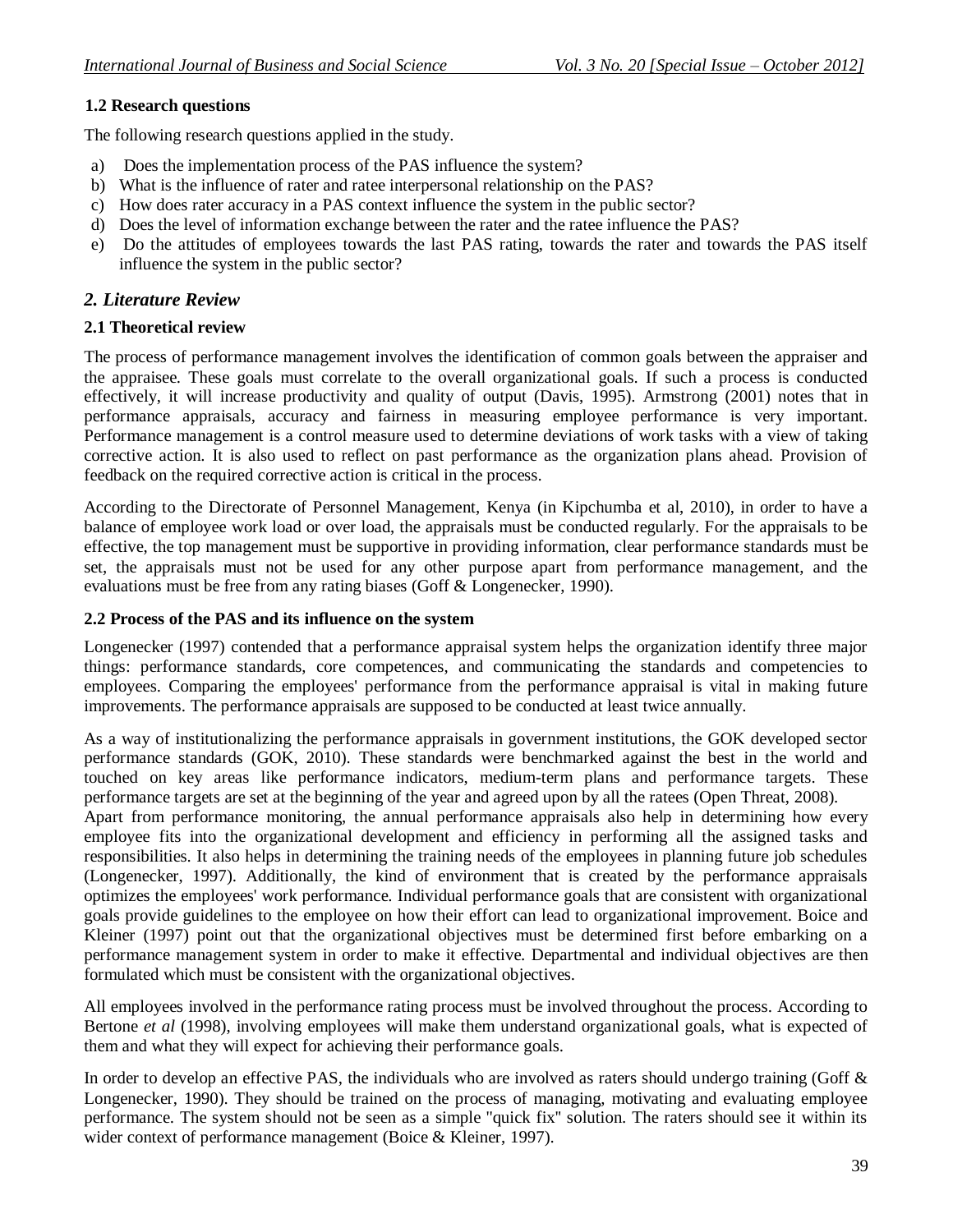### 1.2 Research questions

The following research questions applied in the study.

a) Does the implementation process of the PAS influence the system?
b) What is the influence of rater and ratee interpersonal relationship on the PAS?
c) How does rater accuracy in a PAS context influence the system in the public sector?
d) Does the level of information exchange between the rater and the ratee influence the PAS?
e) Do the attitudes of employees towards the last PAS rating, towards the rater and towards the PAS itself influence the system in the public sector?

## *2. Literature Review*

### 2.1 Theoretical review

The process of performance management involves the identification of common goals between the appraiser and the appraisee. These goals must correlate to the overall organizational goals. If such a process is conducted effectively, it will increase productivity and quality of output (Davis, 1995). Armstrong (2001) notes that in performance appraisals, accuracy and fairness in measuring employee performance is very important. Performance management is a control measure used to determine deviations of work tasks with a view of taking corrective action. It is also used to reflect on past performance as the organization plans ahead. Provision of feedback on the required corrective action is critical in the process.

According to the Directorate of Personnel Management, Kenya (in Kipchumba et al, 2010), in order to have a balance of employee work load or over load, the appraisals must be conducted regularly. For the appraisals to be effective, the top management must be supportive in providing information, clear performance standards must be set, the appraisals must not be used for any other purpose apart from performance management, and the evaluations must be free from any rating biases (Goff & Longenecker, 1990).

### 2.2 Process of the PAS and its influence on the system

Longenecker (1997) contended that a performance appraisal system helps the organization identify three major things: performance standards, core competences, and communicating the standards and competencies to employees. Comparing the employees' performance from the performance appraisal is vital in making future improvements. The performance appraisals are supposed to be conducted at least twice annually.

As a way of institutionalizing the performance appraisals in government institutions, the GOK developed sector performance standards (GOK, 2010). These standards were benchmarked against the best in the world and touched on key areas like performance indicators, medium-term plans and performance targets. These performance targets are set at the beginning of the year and agreed upon by all the ratees (Open Threat, 2008).

Apart from performance monitoring, the annual performance appraisals also help in determining how every employee fits into the organizational development and efficiency in performing all the assigned tasks and responsibilities. It also helps in determining the training needs of the employees in planning future job schedules (Longenecker, 1997). Additionally, the kind of environment that is created by the performance appraisals optimizes the employees' work performance. Individual performance goals that are consistent with organizational goals provide guidelines to the employee on how their effort can lead to organizational improvement. Boice and Kleiner (1997) point out that the organizational objectives must be determined first before embarking on a performance management system in order to make it effective. Departmental and individual objectives are then formulated which must be consistent with the organizational objectives.

All employees involved in the performance rating process must be involved throughout the process. According to Bertone *et al* (1998), involving employees will make them understand organizational goals, what is expected of them and what they will expect for achieving their performance goals.

In order to develop an effective PAS, the individuals who are involved as raters should undergo training (Goff & Longenecker, 1990). They should be trained on the process of managing, motivating and evaluating employee performance. The system should not be seen as a simple "quick fix" solution. The raters should see it within its wider context of performance management (Boice & Kleiner, 1997).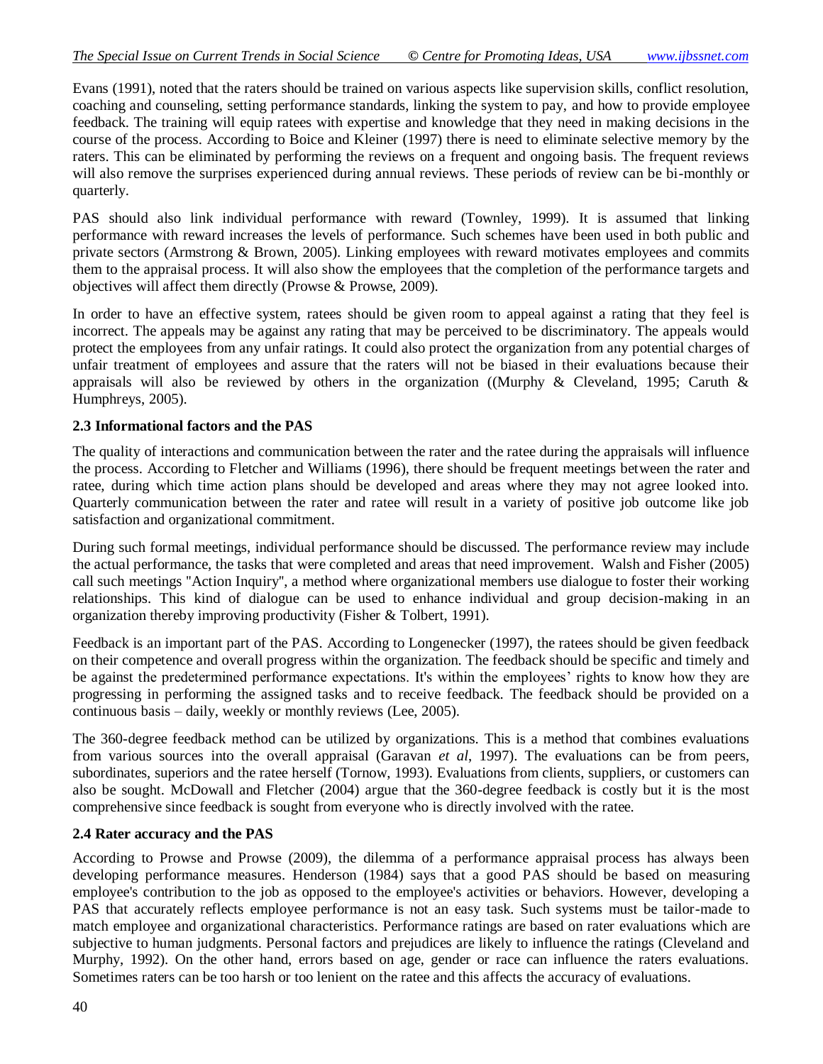Evans (1991), noted that the raters should be trained on various aspects like supervision skills, conflict resolution, coaching and counseling, setting performance standards, linking the system to pay, and how to provide employee feedback. The training will equip ratees with expertise and knowledge that they need in making decisions in the course of the process. According to Boice and Kleiner (1997) there is need to eliminate selective memory by the raters. This can be eliminated by performing the reviews on a frequent and ongoing basis. The frequent reviews will also remove the surprises experienced during annual reviews. These periods of review can be bi-monthly or quarterly.

PAS should also link individual performance with reward (Townley, 1999). It is assumed that linking performance with reward increases the levels of performance. Such schemes have been used in both public and private sectors (Armstrong & Brown, 2005). Linking employees with reward motivates employees and commits them to the appraisal process. It will also show the employees that the completion of the performance targets and objectives will affect them directly (Prowse & Prowse, 2009).

In order to have an effective system, ratees should be given room to appeal against a rating that they feel is incorrect. The appeals may be against any rating that may be perceived to be discriminatory. The appeals would protect the employees from any unfair ratings. It could also protect the organization from any potential charges of unfair treatment of employees and assure that the raters will not be biased in their evaluations because their appraisals will also be reviewed by others in the organization ((Murphy & Cleveland, 1995; Caruth & Humphreys, 2005).

### 2.3 Informational factors and the PAS

The quality of interactions and communication between the rater and the ratee during the appraisals will influence the process. According to Fletcher and Williams (1996), there should be frequent meetings between the rater and ratee, during which time action plans should be developed and areas where they may not agree looked into. Quarterly communication between the rater and ratee will result in a variety of positive job outcome like job satisfaction and organizational commitment.

During such formal meetings, individual performance should be discussed. The performance review may include the actual performance, the tasks that were completed and areas that need improvement. Walsh and Fisher (2005) call such meetings "Action Inquiry", a method where organizational members use dialogue to foster their working relationships. This kind of dialogue can be used to enhance individual and group decision-making in an organization thereby improving productivity (Fisher & Tolbert, 1991).

Feedback is an important part of the PAS. According to Longenecker (1997), the ratees should be given feedback on their competence and overall progress within the organization. The feedback should be specific and timely and be against the predetermined performance expectations. It's within the employees' rights to know how they are progressing in performing the assigned tasks and to receive feedback. The feedback should be provided on a continuous basis – daily, weekly or monthly reviews (Lee, 2005).

The 360-degree feedback method can be utilized by organizations. This is a method that combines evaluations from various sources into the overall appraisal (Garavan *et al*, 1997). The evaluations can be from peers, subordinates, superiors and the ratee herself (Tornow, 1993). Evaluations from clients, suppliers, or customers can also be sought. McDowall and Fletcher (2004) argue that the 360-degree feedback is costly but it is the most comprehensive since feedback is sought from everyone who is directly involved with the ratee.

### 2.4 Rater accuracy and the PAS

According to Prowse and Prowse (2009), the dilemma of a performance appraisal process has always been developing performance measures. Henderson (1984) says that a good PAS should be based on measuring employee's contribution to the job as opposed to the employee's activities or behaviors. However, developing a PAS that accurately reflects employee performance is not an easy task. Such systems must be tailor-made to match employee and organizational characteristics. Performance ratings are based on rater evaluations which are subjective to human judgments. Personal factors and prejudices are likely to influence the ratings (Cleveland and Murphy, 1992). On the other hand, errors based on age, gender or race can influence the raters evaluations. Sometimes raters can be too harsh or too lenient on the ratee and this affects the accuracy of evaluations.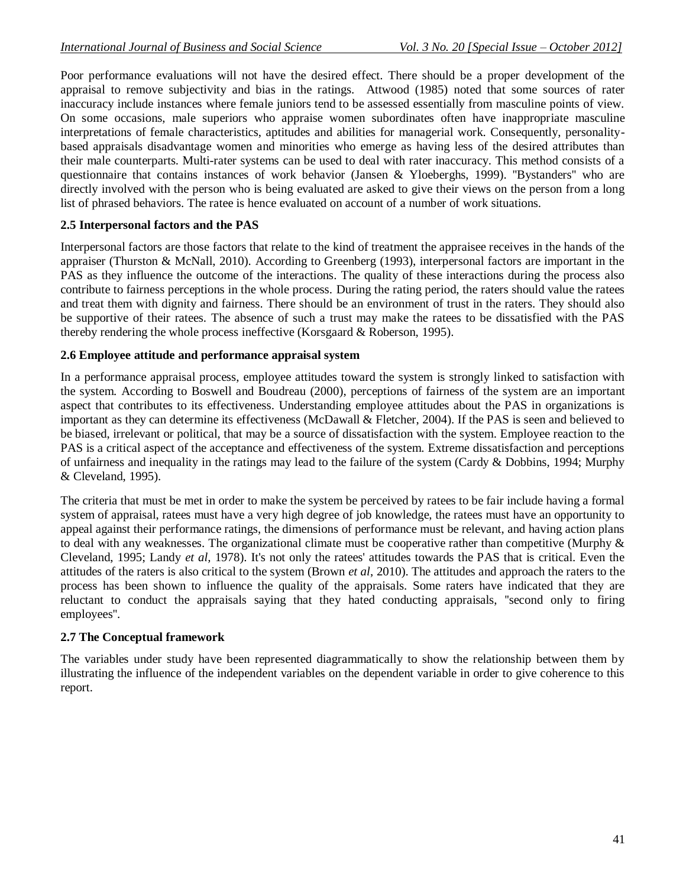Poor performance evaluations will not have the desired effect. There should be a proper development of the appraisal to remove subjectivity and bias in the ratings. Attwood (1985) noted that some sources of rater inaccuracy include instances where female juniors tend to be assessed essentially from masculine points of view. On some occasions, male superiors who appraise women subordinates often have inappropriate masculine interpretations of female characteristics, aptitudes and abilities for managerial work. Consequently, personality-based appraisals disadvantage women and minorities who emerge as having less of the desired attributes than their male counterparts. Multi-rater systems can be used to deal with rater inaccuracy. This method consists of a questionnaire that contains instances of work behavior (Jansen & Yloeberghs, 1999). "Bystanders" who are directly involved with the person who is being evaluated are asked to give their views on the person from a long list of phrased behaviors. The ratee is hence evaluated on account of a number of work situations.

### 2.5 Interpersonal factors and the PAS

Interpersonal factors are those factors that relate to the kind of treatment the appraisee receives in the hands of the appraiser (Thurston & McNall, 2010). According to Greenberg (1993), interpersonal factors are important in the PAS as they influence the outcome of the interactions. The quality of these interactions during the process also contribute to fairness perceptions in the whole process. During the rating period, the raters should value the ratees and treat them with dignity and fairness. There should be an environment of trust in the raters. They should also be supportive of their ratees. The absence of such a trust may make the ratees to be dissatisfied with the PAS thereby rendering the whole process ineffective (Korsgaard & Roberson, 1995).

### 2.6 Employee attitude and performance appraisal system

In a performance appraisal process, employee attitudes toward the system is strongly linked to satisfaction with the system. According to Boswell and Boudreau (2000), perceptions of fairness of the system are an important aspect that contributes to its effectiveness. Understanding employee attitudes about the PAS in organizations is important as they can determine its effectiveness (McDawall & Fletcher, 2004). If the PAS is seen and believed to be biased, irrelevant or political, that may be a source of dissatisfaction with the system. Employee reaction to the PAS is a critical aspect of the acceptance and effectiveness of the system. Extreme dissatisfaction and perceptions of unfairness and inequality in the ratings may lead to the failure of the system (Cardy & Dobbins, 1994; Murphy & Cleveland, 1995).

The criteria that must be met in order to make the system be perceived by ratees to be fair include having a formal system of appraisal, ratees must have a very high degree of job knowledge, the ratees must have an opportunity to appeal against their performance ratings, the dimensions of performance must be relevant, and having action plans to deal with any weaknesses. The organizational climate must be cooperative rather than competitive (Murphy & Cleveland, 1995; Landy *et al*, 1978). It's not only the ratees' attitudes towards the PAS that is critical. Even the attitudes of the raters is also critical to the system (Brown *et al*, 2010). The attitudes and approach the raters to the process has been shown to influence the quality of the appraisals. Some raters have indicated that they are reluctant to conduct the appraisals saying that they hated conducting appraisals, "second only to firing employees".

### 2.7 The Conceptual framework

The variables under study have been represented diagrammatically to show the relationship between them by illustrating the influence of the independent variables on the dependent variable in order to give coherence to this report.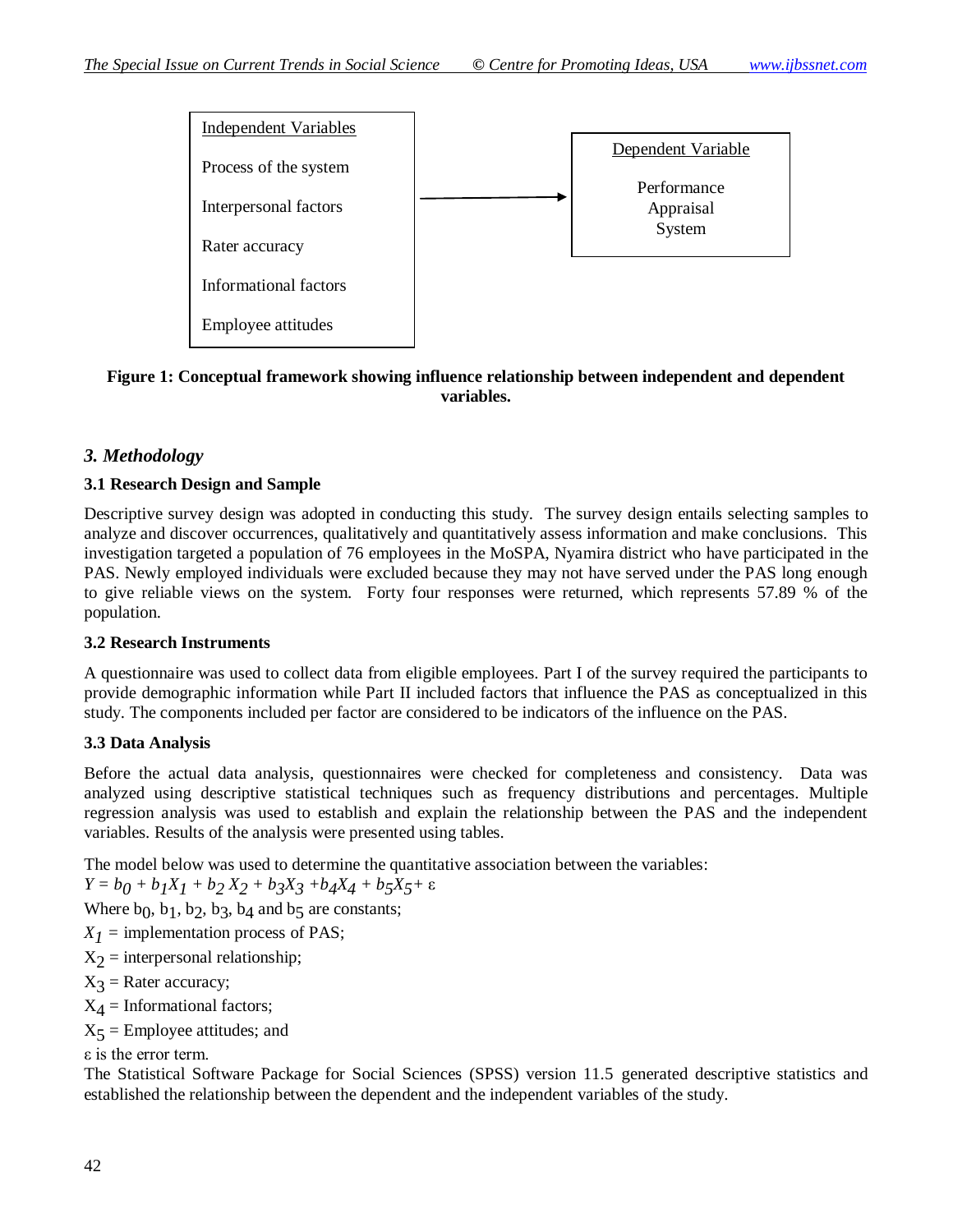| Independent Variables | | Dependent Variable |
| --- | --- | --- |
| Process of the system | → | Performance Appraisal System |
| Interpersonal factors | | |
| Rater accuracy | | |
| Informational factors | | |
| Employee attitudes | | |

**Figure 1: Conceptual framework showing influence relationship between independent and dependent variables.**

## *3. Methodology*

### 3.1 Research Design and Sample

Descriptive survey design was adopted in conducting this study. The survey design entails selecting samples to analyze and discover occurrences, qualitatively and quantitatively assess information and make conclusions. This investigation targeted a population of 76 employees in the MoSPA, Nyamira district who have participated in the PAS. Newly employed individuals were excluded because they may not have served under the PAS long enough to give reliable views on the system. Forty four responses were returned, which represents 57.89 % of the population.

### 3.2 Research Instruments

A questionnaire was used to collect data from eligible employees. Part I of the survey required the participants to provide demographic information while Part II included factors that influence the PAS as conceptualized in this study. The components included per factor are considered to be indicators of the influence on the PAS.

### 3.3 Data Analysis

Before the actual data analysis, questionnaires were checked for completeness and consistency. Data was analyzed using descriptive statistical techniques such as frequency distributions and percentages. Multiple regression analysis was used to establish and explain the relationship between the PAS and the independent variables. Results of the analysis were presented using tables.

The model below was used to determine the quantitative association between the variables:

$$Y = b_0 + b_1X_1 + b_2X_2 + b_3X_3 + b_4X_4 + b_5X_5 + \varepsilon$$

Where $b_0$, $b_1$, $b_2$, $b_3$, $b_4$ and $b_5$ are constants;

$X_1$ = implementation process of PAS;

$X_2$ = interpersonal relationship;

$X_3$ = Rater accuracy;

$X_4$ = Informational factors;

$X_5$ = Employee attitudes; and

$\varepsilon$ is the error term.

The Statistical Software Package for Social Sciences (SPSS) version 11.5 generated descriptive statistics and established the relationship between the dependent and the independent variables of the study.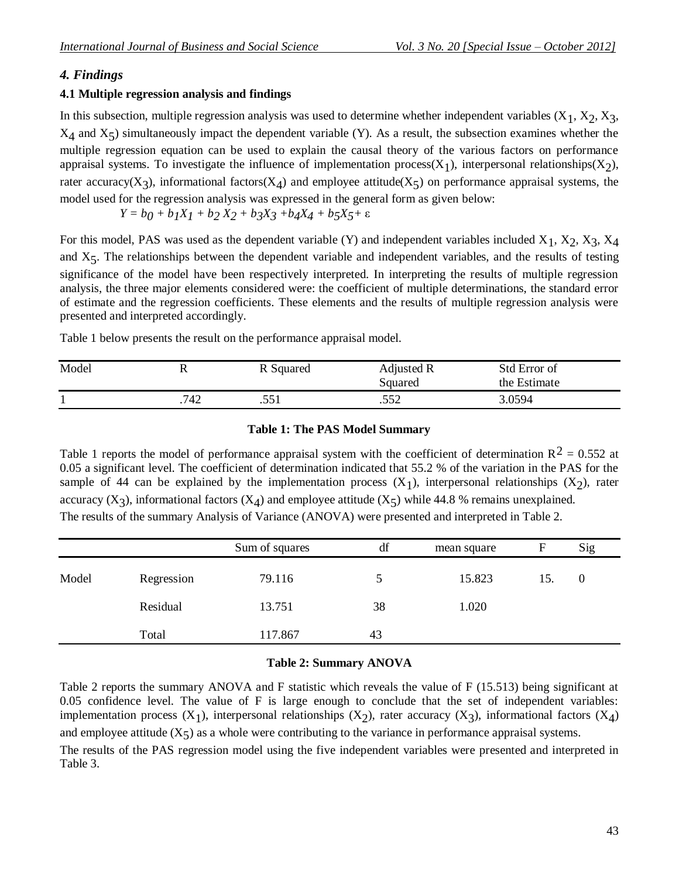### *4. Findings*

#### 4.1 Multiple regression analysis and findings

In this subsection, multiple regression analysis was used to determine whether independent variables ($X_1$, $X_2$, $X_3$, $X_4$ and $X_5$) simultaneously impact the dependent variable (Y). As a result, the subsection examines whether the multiple regression equation can be used to explain the causal theory of the various factors on performance appraisal systems. To investigate the influence of implementation process($X_1$), interpersonal relationships($X_2$), rater accuracy($X_3$), informational factors($X_4$) and employee attitude($X_5$) on performance appraisal systems, the model used for the regression analysis was expressed in the general form as given below:

$$Y = b_0 + b_1X_1 + b_2 X_2 + b_3X_3 + b_4X_4 + b_5X_5 + \varepsilon$$

For this model, PAS was used as the dependent variable (Y) and independent variables included $X_1$, $X_2$, $X_3$, $X_4$ and $X_5$. The relationships between the dependent variable and independent variables, and the results of testing significance of the model have been respectively interpreted. In interpreting the results of multiple regression analysis, the three major elements considered were: the coefficient of multiple determinations, the standard error of estimate and the regression coefficients. These elements and the results of multiple regression analysis were presented and interpreted accordingly.

Table 1 below presents the result on the performance appraisal model.

| Model | R | R Squared | Adjusted R Squared | Std Error of the Estimate |
|---|---|---|---|---|
| 1 | .742 | .551 | .552 | 3.0594 |

**Table 1: The PAS Model Summary**

Table 1 reports the model of performance appraisal system with the coefficient of determination $R^2 = 0.552$ at 0.05 a significant level. The coefficient of determination indicated that 55.2 % of the variation in the PAS for the sample of 44 can be explained by the implementation process ($X_1$), interpersonal relationships ($X_2$), rater accuracy ($X_3$), informational factors ($X_4$) and employee attitude ($X_5$) while 44.8 % remains unexplained.

The results of the summary Analysis of Variance (ANOVA) were presented and interpreted in Table 2.

| | | Sum of squares | df | mean square | F | Sig |
|---|---|---|---|---|---|---|
| Model | Regression | 79.116 | 5 | 15.823 | 15. | 0 |
| | Residual | 13.751 | 38 | 1.020 | | |
| | Total | 117.867 | 43 | | | |

**Table 2: Summary ANOVA**

Table 2 reports the summary ANOVA and F statistic which reveals the value of F (15.513) being significant at 0.05 confidence level. The value of F is large enough to conclude that the set of independent variables: implementation process ($X_1$), interpersonal relationships ($X_2$), rater accuracy ($X_3$), informational factors ($X_4$) and employee attitude ($X_5$) as a whole were contributing to the variance in performance appraisal systems.

The results of the PAS regression model using the five independent variables were presented and interpreted in Table 3.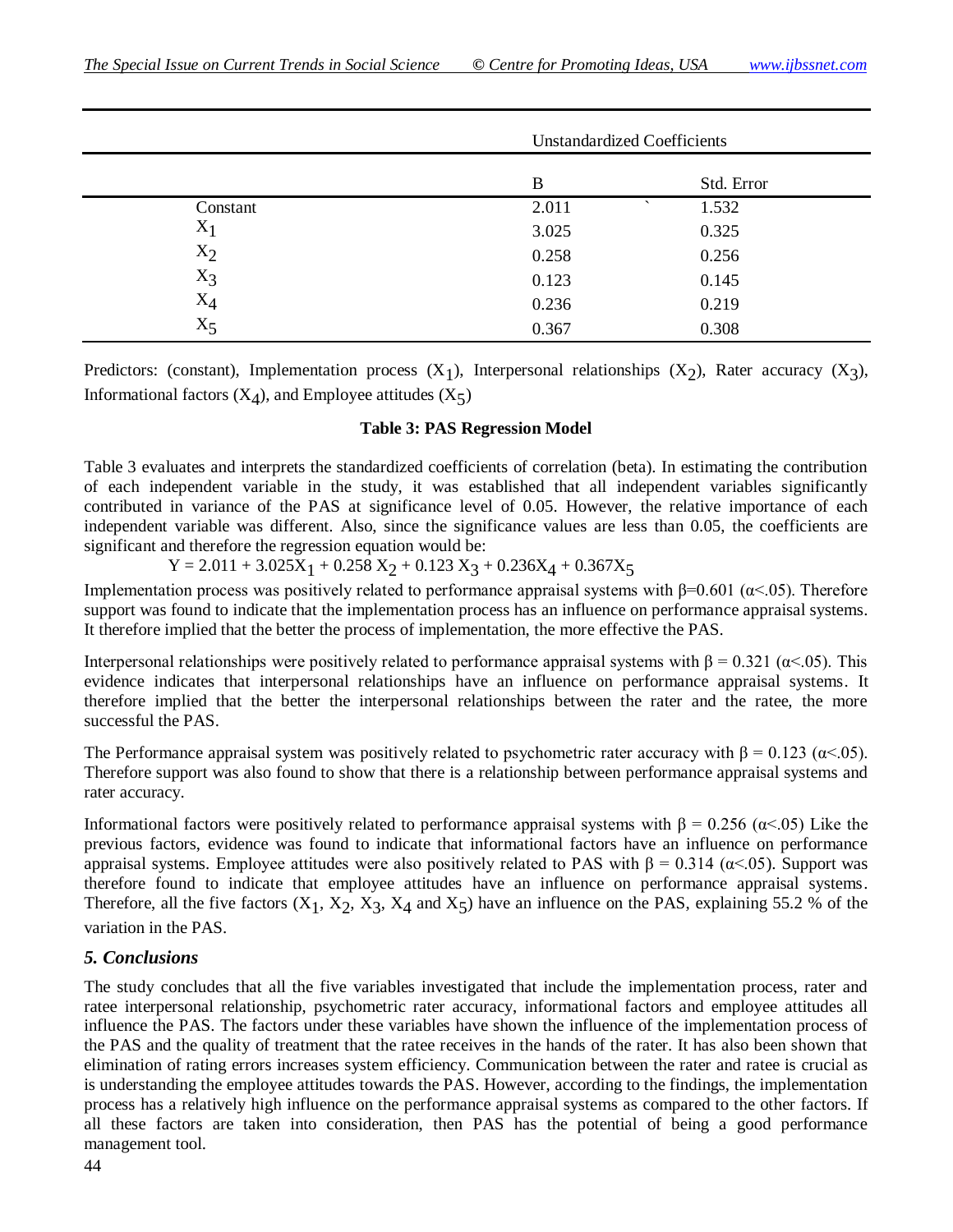| | Unstandardized Coefficients | |
|---|---|---|
| | B | Std. Error |
| Constant | 2.011 | 1.532 |
| $X_1$ | 3.025 | 0.325 |
| $X_2$ | 0.258 | 0.256 |
| $X_3$ | 0.123 | 0.145 |
| $X_4$ | 0.236 | 0.219 |
| $X_5$ | 0.367 | 0.308 |

Predictors: (constant), Implementation process ($X_1$), Interpersonal relationships ($X_2$), Rater accuracy ($X_3$), Informational factors ($X_4$), and Employee attitudes ($X_5$)

**Table 3: PAS Regression Model**

Table 3 evaluates and interprets the standardized coefficients of correlation (beta). In estimating the contribution of each independent variable in the study, it was established that all independent variables significantly contributed in variance of the PAS at significance level of 0.05. However, the relative importance of each independent variable was different. Also, since the significance values are less than 0.05, the coefficients are significant and therefore the regression equation would be:

$$Y = 2.011 + 3.025X_1 + 0.258\,X_2 + 0.123\,X_3 + 0.236X_4 + 0.367X_5$$

Implementation process was positively related to performance appraisal systems with $\beta=0.601$ ($\alpha<.05$). Therefore support was found to indicate that the implementation process has an influence on performance appraisal systems. It therefore implied that the better the process of implementation, the more effective the PAS.

Interpersonal relationships were positively related to performance appraisal systems with $\beta = 0.321$ ($\alpha<.05$). This evidence indicates that interpersonal relationships have an influence on performance appraisal systems. It therefore implied that the better the interpersonal relationships between the rater and the ratee, the more successful the PAS.

The Performance appraisal system was positively related to psychometric rater accuracy with $\beta = 0.123$ ($\alpha<.05$). Therefore support was also found to show that there is a relationship between performance appraisal systems and rater accuracy.

Informational factors were positively related to performance appraisal systems with $\beta = 0.256$ ($\alpha<.05$) Like the previous factors, evidence was found to indicate that informational factors have an influence on performance appraisal systems. Employee attitudes were also positively related to PAS with $\beta = 0.314$ ($\alpha<.05$). Support was therefore found to indicate that employee attitudes have an influence on performance appraisal systems. Therefore, all the five factors ($X_1$, $X_2$, $X_3$, $X_4$ and $X_5$) have an influence on the PAS, explaining 55.2 % of the variation in the PAS.

## *5. Conclusions*

The study concludes that all the five variables investigated that include the implementation process, rater and ratee interpersonal relationship, psychometric rater accuracy, informational factors and employee attitudes all influence the PAS. The factors under these variables have shown the influence of the implementation process of the PAS and the quality of treatment that the ratee receives in the hands of the rater. It has also been shown that elimination of rating errors increases system efficiency. Communication between the rater and ratee is crucial as is understanding the employee attitudes towards the PAS. However, according to the findings, the implementation process has a relatively high influence on the performance appraisal systems as compared to the other factors. If all these factors are taken into consideration, then PAS has the potential of being a good performance management tool.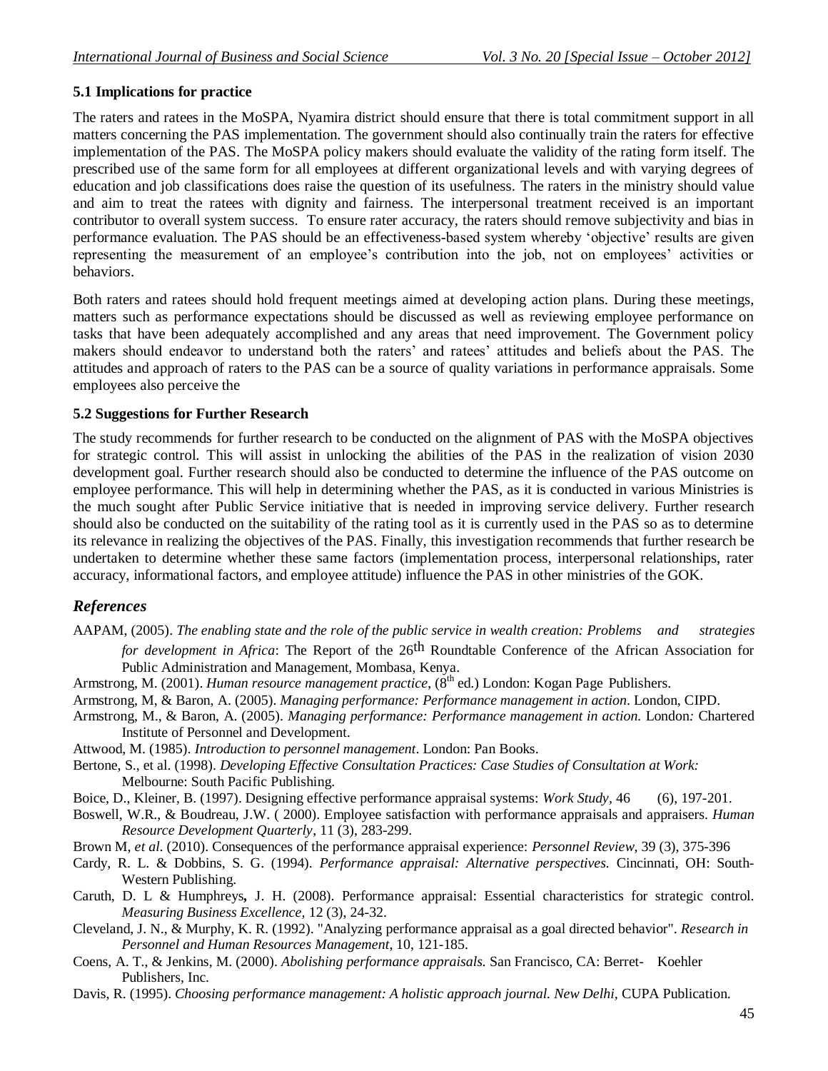### 5.1 Implications for practice

The raters and ratees in the MoSPA, Nyamira district should ensure that there is total commitment support in all matters concerning the PAS implementation. The government should also continually train the raters for effective implementation of the PAS. The MoSPA policy makers should evaluate the validity of the rating form itself. The prescribed use of the same form for all employees at different organizational levels and with varying degrees of education and job classifications does raise the question of its usefulness. The raters in the ministry should value and aim to treat the ratees with dignity and fairness. The interpersonal treatment received is an important contributor to overall system success. To ensure rater accuracy, the raters should remove subjectivity and bias in performance evaluation. The PAS should be an effectiveness-based system whereby 'objective' results are given representing the measurement of an employee's contribution into the job, not on employees' activities or behaviors.

Both raters and ratees should hold frequent meetings aimed at developing action plans. During these meetings, matters such as performance expectations should be discussed as well as reviewing employee performance on tasks that have been adequately accomplished and any areas that need improvement. The Government policy makers should endeavor to understand both the raters' and ratees' attitudes and beliefs about the PAS. The attitudes and approach of raters to the PAS can be a source of quality variations in performance appraisals. Some employees also perceive the

### 5.2 Suggestions for Further Research

The study recommends for further research to be conducted on the alignment of PAS with the MoSPA objectives for strategic control. This will assist in unlocking the abilities of the PAS in the realization of vision 2030 development goal. Further research should also be conducted to determine the influence of the PAS outcome on employee performance. This will help in determining whether the PAS, as it is conducted in various Ministries is the much sought after Public Service initiative that is needed in improving service delivery. Further research should also be conducted on the suitability of the rating tool as it is currently used in the PAS so as to determine its relevance in realizing the objectives of the PAS. Finally, this investigation recommends that further research be undertaken to determine whether these same factors (implementation process, interpersonal relationships, rater accuracy, informational factors, and employee attitude) influence the PAS in other ministries of the GOK.

## *References*

AAPAM, (2005). *The enabling state and the role of the public service in wealth creation: Problems and strategies for development in Africa*: The Report of the 26th Roundtable Conference of the African Association for Public Administration and Management, Mombasa, Kenya.

Armstrong, M. (2001). *Human resource management practice*, (8th ed.) London: Kogan Page Publishers.

Armstrong, M, & Baron, A. (2005). *Managing performance: Performance management in action*. London, CIPD.

Armstrong, M., & Baron, A. (2005). *Managing performance: Performance management in action.* London: Chartered Institute of Personnel and Development.

Attwood, M. (1985). *Introduction to personnel management*. London: Pan Books.

Bertone, S., et al. (1998). *Developing Effective Consultation Practices: Case Studies of Consultation at Work:* Melbourne: South Pacific Publishing.

Boice, D., Kleiner, B. (1997). Designing effective performance appraisal systems: *Work Study*, 46 (6), 197-201.

Boswell, W.R., & Boudreau, J.W. ( 2000). Employee satisfaction with performance appraisals and appraisers. *Human Resource Development Quarterly*, 11 (3), 283-299.

Brown M, *et al.* (2010). Consequences of the performance appraisal experience: *Personnel Review*, 39 (3), 375-396

Cardy, R. L. & Dobbins, S. G. (1994). *Performance appraisal: Alternative perspectives.* Cincinnati, OH: South-Western Publishing.

Caruth, D. L & Humphreys**,** J. H. (2008). Performance appraisal: Essential characteristics for strategic control. *Measuring Business Excellence,* 12 (3), 24-32.

Cleveland, J. N., & Murphy, K. R. (1992). "Analyzing performance appraisal as a goal directed behavior". *Research in Personnel and Human Resources Management*, 10, 121-185.

Coens, A. T., & Jenkins, M. (2000). *Abolishing performance appraisals.* San Francisco, CA: Berret- Koehler Publishers, Inc.

Davis, R. (1995). *Choosing performance management: A holistic approach journal. New Delhi,* CUPA Publication.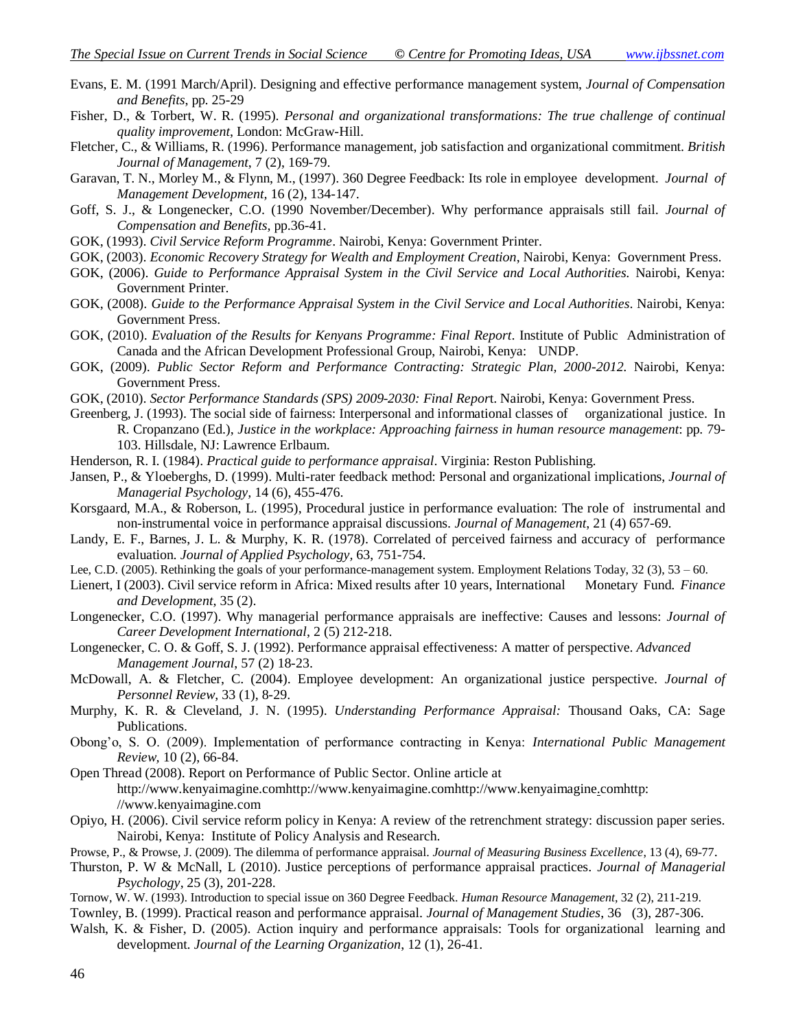Evans, E. M. (1991 March/April). Designing and effective performance management system, *Journal of Compensation and Benefits*, pp. 25-29

Fisher, D., & Torbert, W. R. (1995). *Personal and organizational transformations: The true challenge of continual quality improvement*, London: McGraw-Hill.

Fletcher, C., & Williams, R. (1996). Performance management, job satisfaction and organizational commitment. *British Journal of Management*, 7 (2), 169-79.

Garavan, T. N., Morley M., & Flynn, M., (1997). 360 Degree Feedback: Its role in employee development. *Journal of Management Development,* 16 (2), 134-147.

Goff, S. J., & Longenecker, C.O. (1990 November/December). Why performance appraisals still fail. *Journal of Compensation and Benefits*, pp.36-41.

GOK, (1993). *Civil Service Reform Programme*. Nairobi, Kenya: Government Printer.

GOK, (2003). *Economic Recovery Strategy for Wealth and Employment Creation*, Nairobi, Kenya: Government Press.

GOK, (2006). *Guide to Performance Appraisal System in the Civil Service and Local Authorities.* Nairobi, Kenya: Government Printer.

GOK, (2008). *Guide to the Performance Appraisal System in the Civil Service and Local Authorities*. Nairobi, Kenya: Government Press.

GOK, (2010). *Evaluation of the Results for Kenyans Programme: Final Report*. Institute of Public Administration of Canada and the African Development Professional Group, Nairobi, Kenya: UNDP.

GOK, (2009). *Public Sector Reform and Performance Contracting: Strategic Plan, 2000-2012.* Nairobi, Kenya: Government Press.

GOK, (2010). *Sector Performance Standards (SPS) 2009-2030: Final Repor*t. Nairobi, Kenya: Government Press.

Greenberg, J. (1993). The social side of fairness: Interpersonal and informational classes of organizational justice. In R. Cropanzano (Ed.), *Justice in the workplace: Approaching fairness in human resource management*: pp. 79-103. Hillsdale, NJ: Lawrence Erlbaum.

Henderson, R. I. (1984). *Practical guide to performance appraisal*. Virginia: Reston Publishing.

Jansen, P., & Yloeberghs, D. (1999). Multi-rater feedback method: Personal and organizational implications, *Journal of Managerial Psychology*, 14 (6), 455-476.

Korsgaard, M.A., & Roberson, L. (1995), Procedural justice in performance evaluation: The role of instrumental and non-instrumental voice in performance appraisal discussions. *Journal of Management*, 21 (4) 657-69.

Landy, E. F., Barnes, J. L. & Murphy, K. R. (1978). Correlated of perceived fairness and accuracy of performance evaluation. *Journal of Applied Psychology,* 63, 751-754.

Lee, C.D. (2005). Rethinking the goals of your performance-management system. Employment Relations Today, 32 (3), 53 – 60.

Lienert, I (2003). Civil service reform in Africa: Mixed results after 10 years, International Monetary Fund. *Finance and Development*, 35 (2).

Longenecker, C.O. (1997). Why managerial performance appraisals are ineffective: Causes and lessons: *Journal of Career Development International*, 2 (5) 212-218.

Longenecker, C. O. & Goff, S. J. (1992). Performance appraisal effectiveness: A matter of perspective. *Advanced Management Journal*, 57 (2) 18-23.

McDowall, A. & Fletcher, C. (2004). Employee development: An organizational justice perspective. *Journal of Personnel Review*, 33 (1), 8-29.

Murphy, K. R. & Cleveland, J. N. (1995). *Understanding Performance Appraisal:* Thousand Oaks, CA: Sage Publications.

Obong'o, S. O. (2009). Implementation of performance contracting in Kenya: *International Public Management Review,* 10 (2), 66-84.

Open Thread (2008). Report on Performance of Public Sector. Online article at http://www.kenyaimagine.comhttp://www.kenyaimagine.comhttp://www.kenyaimagine.comhttp: //www.kenyaimagine.com

Opiyo, H. (2006). Civil service reform policy in Kenya: A review of the retrenchment strategy: discussion paper series. Nairobi, Kenya: Institute of Policy Analysis and Research.

Prowse, P., & Prowse, J. (2009). The dilemma of performance appraisal. *Journal of Measuring Business Excellence,* 13 (4), 69-77.

Thurston, P. W & McNall, L (2010). Justice perceptions of performance appraisal practices. *Journal of Managerial Psychology*, 25 (3), 201-228.

Tornow, W. W. (1993). Introduction to special issue on 360 Degree Feedback. *Human Resource Management*, 32 (2), 211-219.

Townley, B. (1999). Practical reason and performance appraisal. *Journal of Management Studies*, 36 (3), 287-306.

Walsh, K. & Fisher, D. (2005). Action inquiry and performance appraisals: Tools for organizational learning and development. *Journal of the Learning Organization*, 12 (1), 26-41.